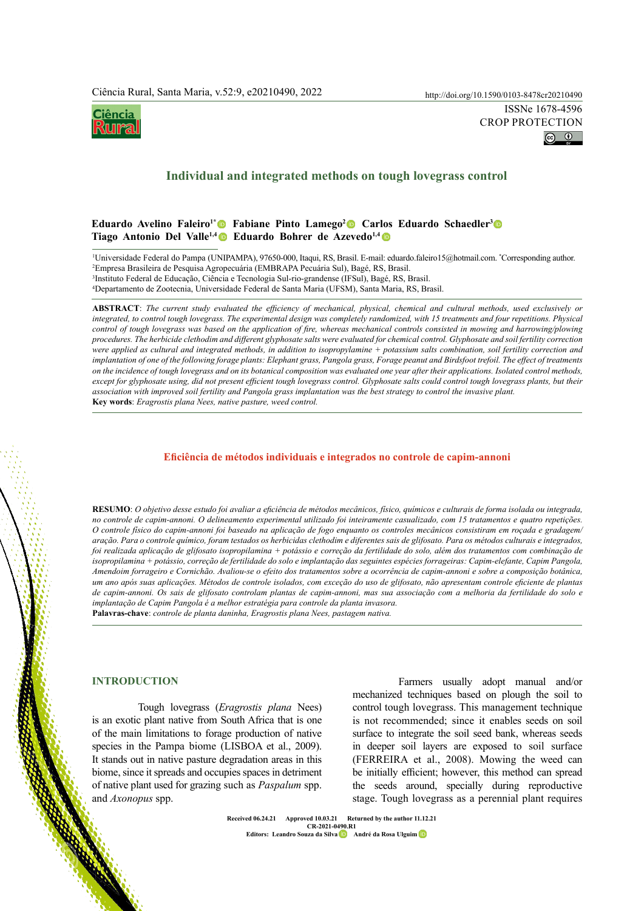ISSNe 1678-4596
CROP PROTECTION

# Individual and integrated methods on tough lovegrass control

**Eduardo Avelino Faleiro[1*] Fabiane Pinto Lamego[2] Carlos Eduardo Schaedler[3] Tiago Antonio Del Valle[1,4] Eduardo Bohrer de Azevedo[1,4]**

[1]Universidade Federal do Pampa (UNIPAMPA), 97650-000, Itaqui, RS, Brasil. E-mail: eduardo.faleiro15@hotmail.com. [*]Corresponding author.
[2]Empresa Brasileira de Pesquisa Agropecuária (EMBRAPA Pecuária Sul), Bagé, RS, Brasil.
[3]Instituto Federal de Educação, Ciência e Tecnologia Sul-rio-grandense (IFSul), Bagé, RS, Brasil.
[4]Departamento de Zootecnia, Universidade Federal de Santa Maria (UFSM), Santa Maria, RS, Brasil.

**ABSTRACT**: *The current study evaluated the efficiency of mechanical, physical, chemical and cultural methods, used exclusively or integrated, to control tough lovegrass. The experimental design was completely randomized, with 15 treatments and four repetitions. Physical control of tough lovegrass was based on the application of fire, whereas mechanical controls consisted in mowing and harrowing/plowing procedures. The herbicide clethodim and different glyphosate salts were evaluated for chemical control. Glyphosate and soil fertility correction were applied as cultural and integrated methods, in addition to isopropylamine + potassium salts combination, soil fertility correction and implantation of one of the following forage plants: Elephant grass, Pangola grass, Forage peanut and Birdsfoot trefoil. The effect of treatments on the incidence of tough lovegrass and on its botanical composition was evaluated one year after their applications. Isolated control methods, except for glyphosate using, did not present efficient tough lovegrass control. Glyphosate salts could control tough lovegrass plants, but their association with improved soil fertility and Pangola grass implantation was the best strategy to control the invasive plant.*
**Key words**: *Eragrostis plana Nees, native pasture, weed control.*

## Eficiência de métodos individuais e integrados no controle de capim-annoni

**RESUMO**: *O objetivo desse estudo foi avaliar a eficiência de métodos mecânicos, físico, químicos e culturais de forma isolada ou integrada, no controle de capim-annoni. O delineamento experimental utilizado foi inteiramente casualizado, com 15 tratamentos e quatro repetições. O controle físico do capim-annoni foi baseado na aplicação de fogo enquanto os controles mecânicos consistiram em roçada e gradagem/aração. Para o controle químico, foram testados os herbicidas clethodim e diferentes sais de glifosato. Para os métodos culturais e integrados, foi realizada aplicação de glifosato isopropilamina + potássio e correção da fertilidade do solo, além dos tratamentos com combinação de isopropilamina + potássio, correção de fertilidade do solo e implantação das seguintes espécies forrageiras: Capim-elefante, Capim Pangola, Amendoim forrageiro e Cornichão. Avaliou-se o efeito dos tratamentos sobre a ocorrência de capim-annoni e sobre a composição botânica, um ano após suas aplicações. Métodos de controle isolados, com exceção do uso de glifosato, não apresentam controle eficiente de plantas de capim-annoni. Os sais de glifosato controlam plantas de capim-annoni, mas sua associação com a melhoria da fertilidade do solo e implantação de Capim Pangola é a melhor estratégia para controle da planta invasora.*
**Palavras-chave**: *controle de planta daninha, Eragrostis plana Nees, pastagem nativa.*

## INTRODUCTION

Tough lovegrass (*Eragrostis plana* Nees) is an exotic plant native from South Africa that is one of the main limitations to forage production of native species in the Pampa biome (LISBOA et al., 2009). It stands out in native pasture degradation areas in this biome, since it spreads and occupies spaces in detriment of native plant used for grazing such as *Paspalum* spp. and *Axonopus* spp.

Farmers usually adopt manual and/or mechanized techniques based on plough the soil to control tough lovegrass. This management technique is not recommended; since it enables seeds on soil surface to integrate the soil seed bank, whereas seeds in deeper soil layers are exposed to soil surface (FERREIRA et al., 2008). Mowing the weed can be initially efficient; however, this method can spread the seeds around, specially during reproductive stage. Tough lovegrass as a perennial plant requires

Received 06.24.21 Approved 10.03.21 Returned by the author 11.12.21
CR-2021-0490.R1
Editors: Leandro Souza da Silva André da Rosa Ulguim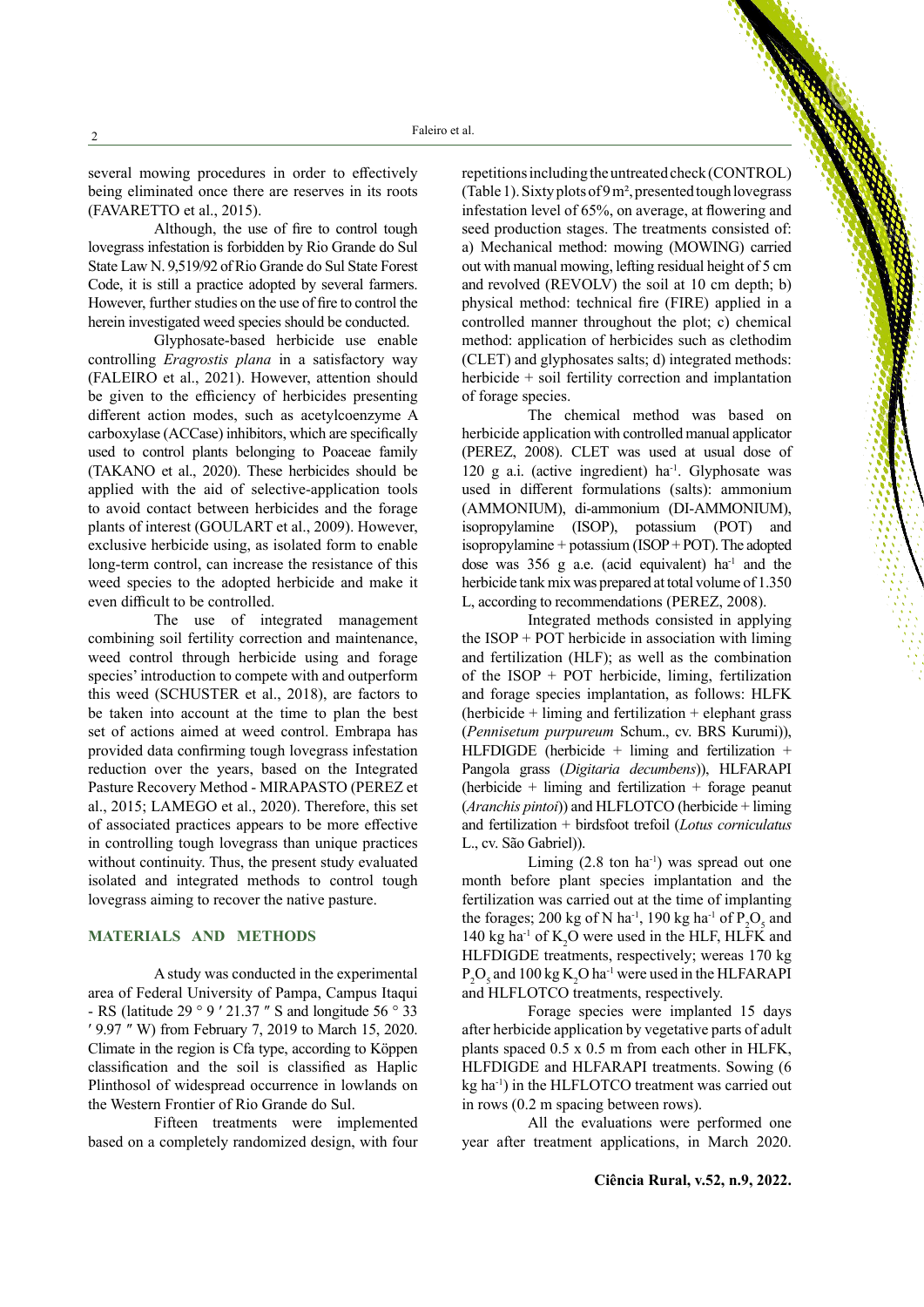several mowing procedures in order to effectively being eliminated once there are reserves in its roots (FAVARETTO et al., 2015).

Although, the use of fire to control tough lovegrass infestation is forbidden by Rio Grande do Sul State Law N. 9,519/92 of Rio Grande do Sul State Forest Code, it is still a practice adopted by several farmers. However, further studies on the use of fire to control the herein investigated weed species should be conducted.

Glyphosate-based herbicide use enable controlling *Eragrostis plana* in a satisfactory way (FALEIRO et al., 2021). However, attention should be given to the efficiency of herbicides presenting different action modes, such as acetylcoenzyme A carboxylase (ACCase) inhibitors, which are specifically used to control plants belonging to Poaceae family (TAKANO et al., 2020). These herbicides should be applied with the aid of selective-application tools to avoid contact between herbicides and the forage plants of interest (GOULART et al., 2009). However, exclusive herbicide using, as isolated form to enable long-term control, can increase the resistance of this weed species to the adopted herbicide and make it even difficult to be controlled.

The use of integrated management combining soil fertility correction and maintenance, weed control through herbicide using and forage species' introduction to compete with and outperform this weed (SCHUSTER et al., 2018), are factors to be taken into account at the time to plan the best set of actions aimed at weed control. Embrapa has provided data confirming tough lovegrass infestation reduction over the years, based on the Integrated Pasture Recovery Method - MIRAPASTO (PEREZ et al., 2015; LAMEGO et al., 2020). Therefore, this set of associated practices appears to be more effective in controlling tough lovegrass than unique practices without continuity. Thus, the present study evaluated isolated and integrated methods to control tough lovegrass aiming to recover the native pasture.

## MATERIALS AND METHODS

A study was conducted in the experimental area of Federal University of Pampa, Campus Itaqui - RS (latitude 29 ° 9 ′ 21.37 ″ S and longitude 56 ° 33 ′ 9.97 ″ W) from February 7, 2019 to March 15, 2020. Climate in the region is Cfa type, according to Köppen classification and the soil is classified as Haplic Plinthosol of widespread occurrence in lowlands on the Western Frontier of Rio Grande do Sul.

Fifteen treatments were implemented based on a completely randomized design, with four repetitions including the untreated check (CONTROL) (Table 1). Sixty plots of 9 m², presented tough lovegrass infestation level of 65%, on average, at flowering and seed production stages. The treatments consisted of: a) Mechanical method: mowing (MOWING) carried out with manual mowing, lefting residual height of 5 cm and revolved (REVOLV) the soil at 10 cm depth; b) physical method: technical fire (FIRE) applied in a controlled manner throughout the plot; c) chemical method: application of herbicides such as clethodim (CLET) and glyphosates salts; d) integrated methods: herbicide + soil fertility correction and implantation of forage species.

The chemical method was based on herbicide application with controlled manual applicator (PEREZ, 2008). CLET was used at usual dose of 120 g a.i. (active ingredient) ha$^{-1}$. Glyphosate was used in different formulations (salts): ammonium (AMMONIUM), di-ammonium (DI-AMMONIUM), isopropylamine (ISOP), potassium (POT) and isopropylamine + potassium (ISOP + POT). The adopted dose was 356 g a.e. (acid equivalent) ha$^{-1}$ and the herbicide tank mix was prepared at total volume of 1.350 L, according to recommendations (PEREZ, 2008).

Integrated methods consisted in applying the ISOP + POT herbicide in association with liming and fertilization (HLF); as well as the combination of the ISOP + POT herbicide, liming, fertilization and forage species implantation, as follows: HLFK (herbicide + liming and fertilization + elephant grass (*Pennisetum purpureum* Schum., cv. BRS Kurumi)), HLFDIGDE (herbicide + liming and fertilization + Pangola grass (*Digitaria decumbens*)), HLFARAPI (herbicide + liming and fertilization + forage peanut (*Arachis pintoi*)) and HLFLOTCO (herbicide + liming and fertilization + birdsfoot trefoil (*Lotus corniculatus* L., cv. São Gabriel)).

Liming (2.8 ton ha$^{-1}$) was spread out one month before plant species implantation and the fertilization was carried out at the time of implanting the forages; 200 kg of N ha$^{-1}$, 190 kg ha$^{-1}$ of $P_2O_5$ and 140 kg ha$^{-1}$ of $K_2O$ were used in the HLF, HLFK and HLFDIGDE treatments, respectively; wereas 170 kg $P_2O_5$ and 100 kg $K_2O$ ha$^{-1}$ were used in the HLFARAPI and HLFLOTCO treatments, respectively.

Forage species were implanted 15 days after herbicide application by vegetative parts of adult plants spaced 0.5 x 0.5 m from each other in HLFK, HLFDIGDE and HLFARAPI treatments. Sowing (6 kg ha$^{-1}$) in the HLFLOTCO treatment was carried out in rows (0.2 m spacing between rows).

All the evaluations were performed one year after treatment applications, in March 2020.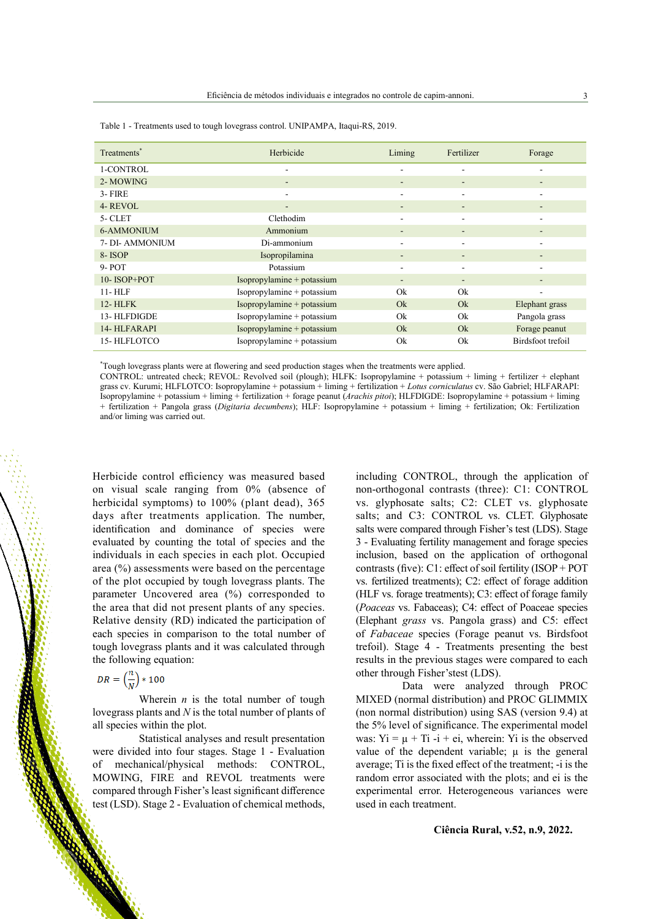Table 1 - Treatments used to tough lovegrass control. UNIPAMPA, Itaqui-RS, 2019.

| Treatments* | Herbicide | Liming | Fertilizer | Forage |
|---|---|---|---|---|
| 1-CONTROL | - | - | - | - |
| 2- MOWING | - | - | - | - |
| 3- FIRE | - | - | - | - |
| 4- REVOL | - | - | - | - |
| 5- CLET | Clethodim | - | - | - |
| 6-AMMONIUM | Ammonium | - | - | - |
| 7- DI- AMMONIUM | Di-ammonium | - | - | - |
| 8- ISOP | Isopropilamina | - | - | - |
| 9- POT | Potassium | - | - | - |
| 10- ISOP+POT | Isopropylamine + potassium | - | - | - |
| 11- HLF | Isopropylamine + potassium | Ok | Ok | - |
| 12- HLFK | Isopropylamine + potassium | Ok | Ok | Elephant grass |
| 13- HLFDIGDE | Isopropylamine + potassium | Ok | Ok | Pangola grass |
| 14- HLFARAPI | Isopropylamine + potassium | Ok | Ok | Forage peanut |
| 15- HLFLOTCO | Isopropylamine + potassium | Ok | Ok | Birdsfoot trefoil |

*Tough lovegrass plants were at flowering and seed production stages when the treatments were applied.
CONTROL: untreated check; REVOL: Revolved soil (plough); HLFK: Isopropylamine + potassium + liming + fertilizer + elephant grass cv. Kurumi; HLFLOTCO: Isopropylamine + potassium + liming + fertilization + *Lotus corniculatus* cv. São Gabriel; HLFARAPI: Isopropylamine + potassium + liming + fertilization + forage peanut (*Arachis pitoi*); HLFDIGDE: Isopropylamine + potassium + liming + fertilization + Pangola grass (*Digitaria decumbens*); HLF: Isopropylamine + potassium + liming + fertilization; Ok: Fertilization and/or liming was carried out.

Herbicide control efficiency was measured based on visual scale ranging from 0% (absence of herbicidal symptoms) to 100% (plant dead), 365 days after treatments application. The number, identification and dominance of species were evaluated by counting the total of species and the individuals in each species in each plot. Occupied area (%) assessments were based on the percentage of the plot occupied by tough lovegrass plants. The parameter Uncovered area (%) corresponded to the area that did not present plants of any species. Relative density (RD) indicated the participation of each species in comparison to the total number of tough lovegrass plants and it was calculated through the following equation:

$$DR = \left(\frac{n}{N}\right) * 100$$

Wherein $n$ is the total number of tough lovegrass plants and $N$ is the total number of plants of all species within the plot.

Statistical analyses and result presentation were divided into four stages. Stage 1 - Evaluation of mechanical/physical methods: CONTROL, MOWING, FIRE and REVOL treatments were compared through Fisher's least significant difference test (LSD). Stage 2 - Evaluation of chemical methods, including CONTROL, through the application of non-orthogonal contrasts (three): C1: CONTROL vs. glyphosate salts; C2: CLET vs. glyphosate salts; and C3: CONTROL vs. CLET. Glyphosate salts were compared through Fisher's test (LDS). Stage 3 - Evaluating fertility management and forage species inclusion, based on the application of orthogonal contrasts (five): C1: effect of soil fertility (ISOP + POT vs. fertilized treatments); C2: effect of forage addition (HLF vs. forage treatments); C3: effect of forage family (*Poaceas* vs. Fabaceas); C4: effect of Poaceae species (Elephant *grass* vs. Pangola grass) and C5: effect of *Fabaceae* species (Forage peanut vs. Birdsfoot trefoil). Stage 4 - Treatments presenting the best results in the previous stages were compared to each other through Fisher'stest (LDS).

Data were analyzed through PROC MIXED (normal distribution) and PROC GLIMMIX (non normal distribution) using SAS (version 9.4) at the 5% level of significance. The experimental model was: Yi = μ + Ti -i + ei, wherein: Yi is the observed value of the dependent variable; μ is the general average; Ti is the fixed effect of the treatment; -i is the random error associated with the plots; and ei is the experimental error. Heterogeneous variances were used in each treatment.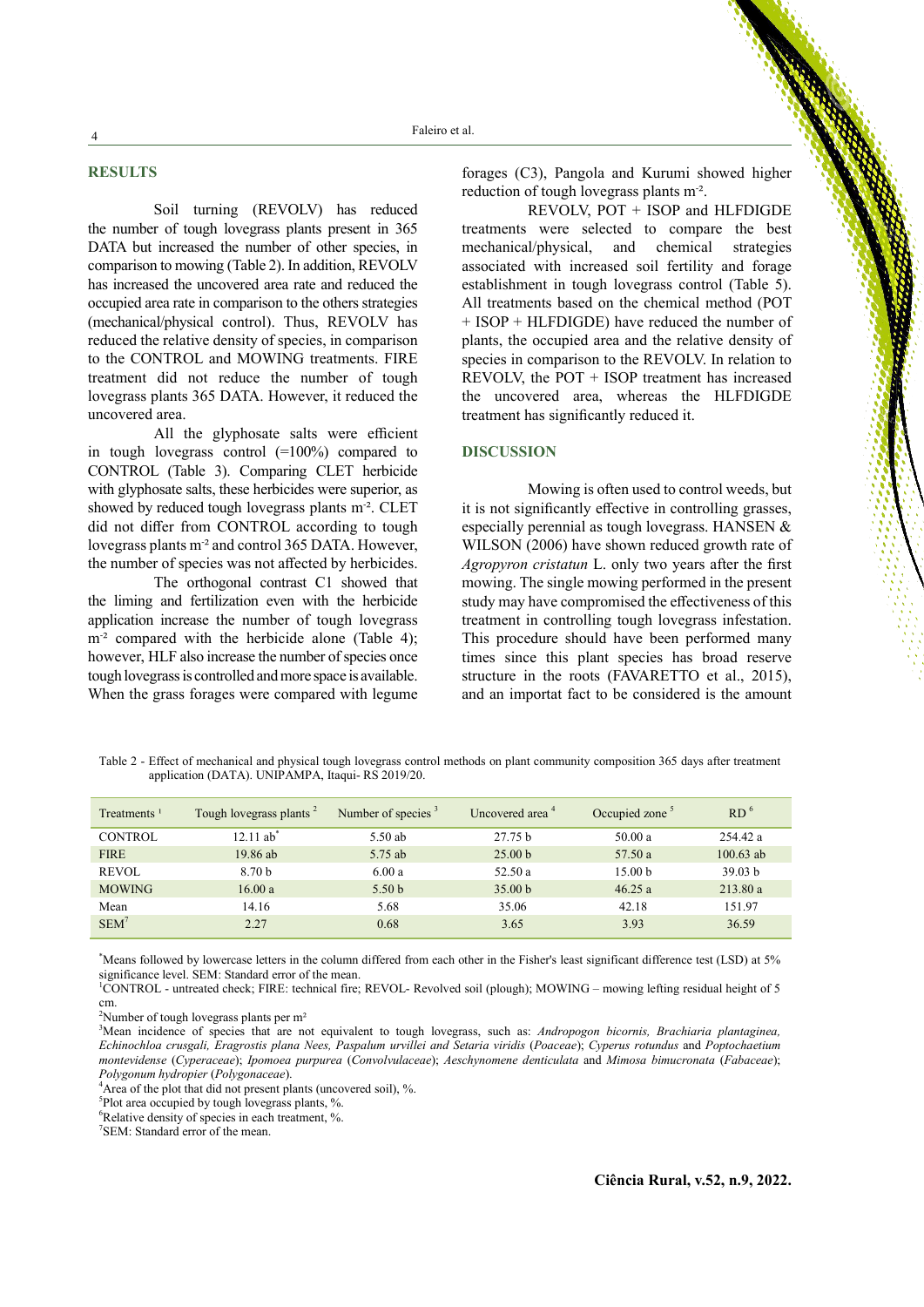## RESULTS

Soil turning (REVOLV) has reduced the number of tough lovegrass plants present in 365 DATA but increased the number of other species, in comparison to mowing (Table 2). In addition, REVOLV has increased the uncovered area rate and reduced the occupied area rate in comparison to the others strategies (mechanical/physical control). Thus, REVOLV has reduced the relative density of species, in comparison to the CONTROL and MOWING treatments. FIRE treatment did not reduce the number of tough lovegrass plants 365 DATA. However, it reduced the uncovered area.

All the glyphosate salts were efficient in tough lovegrass control (=100%) compared to CONTROL (Table 3). Comparing CLET herbicide with glyphosate salts, these herbicides were superior, as showed by reduced tough lovegrass plants m$^{-2}$. CLET did not differ from CONTROL according to tough lovegrass plants m$^{-2}$ and control 365 DATA. However, the number of species was not affected by herbicides.

The orthogonal contrast C1 showed that the liming and fertilization even with the herbicide application increase the number of tough lovegrass m$^{-2}$ compared with the herbicide alone (Table 4); however, HLF also increase the number of species once tough lovegrass is controlled and more space is available. When the grass forages were compared with legume forages (C3), Pangola and Kurumi showed higher reduction of tough lovegrass plants m$^{-2}$.

REVOLV, POT + ISOP and HLFDIGDE treatments were selected to compare the best mechanical/physical, and chemical strategies associated with increased soil fertility and forage establishment in tough lovegrass control (Table 5). All treatments based on the chemical method (POT + ISOP + HLFDIGDE) have reduced the number of plants, the occupied area and the relative density of species in comparison to the REVOLV. In relation to REVOLV, the POT + ISOP treatment has increased the uncovered area, whereas the HLFDIGDE treatment has significantly reduced it.

## DISCUSSION

Mowing is often used to control weeds, but it is not significantly effective in controlling grasses, especially perennial as tough lovegrass. HANSEN & WILSON (2006) have shown reduced growth rate of *Agropyron cristatun* L. only two years after the first mowing. The single mowing performed in the present study may have compromised the effectiveness of this treatment in controlling tough lovegrass infestation. This procedure should have been performed many times since this plant species has broad reserve structure in the roots (FAVARETTO et al., 2015), and an importat fact to be considered is the amount

Table 2 - Effect of mechanical and physical tough lovegrass control methods on plant community composition 365 days after treatment application (DATA). UNIPAMPA, Itaqui- RS 2019/20.

| Treatments [1] | Tough lovegrass plants [2] | Number of species [3] | Uncovered area [4] | Occupied zone [5] | RD [6] |
|---|---|---|---|---|---|
| CONTROL | 12.11 ab* | 5.50 ab | 27.75 b | 50.00 a | 254.42 a |
| FIRE | 19.86 ab | 5.75 ab | 25.00 b | 57.50 a | 100.63 ab |
| REVOL | 8.70 b | 6.00 a | 52.50 a | 15.00 b | 39.03 b |
| MOWING | 16.00 a | 5.50 b | 35.00 b | 46.25 a | 213.80 a |
| Mean | 14.16 | 5.68 | 35.06 | 42.18 | 151.97 |
| SEM[7] | 2.27 | 0.68 | 3.65 | 3.93 | 36.59 |

*Means followed by lowercase letters in the column differed from each other in the Fisher's least significant difference test (LSD) at 5% significance level. SEM: Standard error of the mean.

[1]CONTROL - untreated check; FIRE: technical fire; REVOL- Revolved soil (plough); MOWING – mowing lefting residual height of 5 cm.

[2]Number of tough lovegrass plants per m²

[3]Mean incidence of species that are not equivalent to tough lovegrass, such as: *Andropogon bicornis, Brachiaria plantaginea, Echinochloa crusgali, Eragrostis plana Nees, Paspalum urvillei and Setaria viridis* (*Poaceae*); *Cyperus rotundus* and *Poptochaetium montevidense* (*Cyperaceae*); *Ipomoea purpurea* (*Convolvulaceae*); *Aeschynomene denticulata* and *Mimosa bimucronata* (*Fabaceae*); *Polygonum hydropier* (*Polygonaceae*).

[4]Area of the plot that did not present plants (uncovered soil), %.

[5]Plot area occupied by tough lovegrass plants, %.

[6]Relative density of species in each treatment, %.

[7]SEM: Standard error of the mean.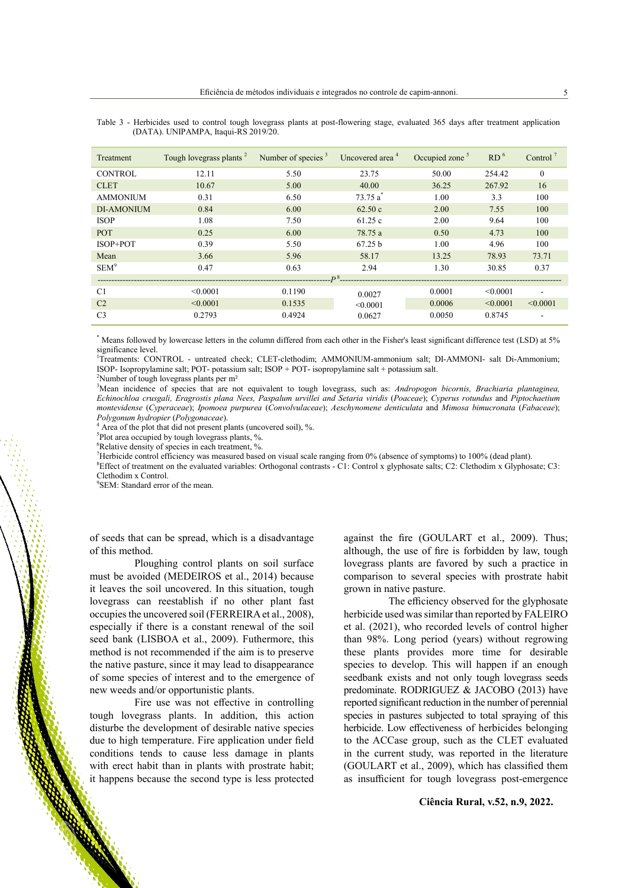Table 3 - Herbicides used to control tough lovegrass plants at post-flowering stage, evaluated 365 days after treatment application (DATA). UNIPAMPA, Itaqui-RS 2019/20.

| Treatment | Tough lovegrass plants [2] | Number of species [3] | Uncovered area [4] | Occupied zone [5] | RD [6] | Control [7] |
|---|---|---|---|---|---|---|
| CONTROL | 12.11 | 5.50 | 23.75 | 50.00 | 254.42 | 0 |
| CLET | 10.67 | 5.00 | 40.00 | 36.25 | 267.92 | 16 |
| AMMONIUM | 0.31 | 6.50 | 73.75 a* | 1.00 | 3.3 | 100 |
| DI-AMONIUM | 0.84 | 6.00 | 62.50 c | 2.00 | 7.55 | 100 |
| ISOP | 1.08 | 7.50 | 61.25 c | 2.00 | 9.64 | 100 |
| POT | 0.25 | 6.00 | 78.75 a | 0.50 | 4.73 | 100 |
| ISOP+POT | 0.39 | 5.50 | 67.25 b | 1.00 | 4.96 | 100 |
| Mean | 3.66 | 5.96 | 58.17 | 13.25 | 78.93 | 73.71 |
| SEM[9] | 0.47 | 0.63 | 2.94 | 1.30 | 30.85 | 0.37 |
| | | | P [8] | | | |
| C1 | <0.0001 | 0.1190 | 0.0027 | 0.0001 | <0.0001 | - |
| C2 | <0.0001 | 0.1535 | <0.0001 | 0.0006 | <0.0001 | <0.0001 |
| C3 | 0.2793 | 0.4924 | 0.0627 | 0.0050 | 0.8745 | - |

\* Means followed by lowercase letters in the column differed from each other in the Fisher's least significant difference test (LSD) at 5% significance level.

[1]Treatments: CONTROL - untreated check; CLET-clethodim; AMMONIUM-ammonium salt; DI-AMMONI- salt Di-Ammonium; ISOP- Isopropylamine salt; POT- potassium salt; ISOP + POT- isopropylamine salt + potassium salt.

[2]Number of tough lovegrass plants per m²

[3]Mean incidence of species that are not equivalent to tough lovegrass, such as: *Andropogon bicornis, Brachiaria plantaginea, Echinochloa crusgali, Eragrostis plana Nees, Paspalum urvillei and Setaria viridis* (*Poaceae*); *Cyperus rotundus* and *Piptochaetium montevidense* (*Cyperaceae*); *Ipomoea purpurea* (*Convolvulaceae*); *Aeschynomene denticulata* and *Mimosa bimucronata* (*Fabaceae*); *Polygonum hydropier* (*Polygonaceae*).

[4] Area of the plot that did not present plants (uncovered soil), %.

[5]Plot area occupied by tough lovegrass plants, %.

[6]Relative density of species in each treatment, %.

[7]Herbicide control efficiency was measured based on visual scale ranging from 0% (absence of symptoms) to 100% (dead plant).

[8]Effect of treatment on the evaluated variables: Orthogonal contrasts - C1: Control x glyphosate salts; C2: Clethodim x Glyphosate; C3: Clethodim x Control.

[9]SEM: Standard error of the mean.

of seeds that can be spread, which is a disadvantage of this method.

Ploughing control plants on soil surface must be avoided (MEDEIROS et al., 2014) because it leaves the soil uncovered. In this situation, tough lovegrass can reestablish if no other plant fast occupies the uncovered soil (FERREIRA et al., 2008), especially if there is a constant renewal of the soil seed bank (LISBOA et al., 2009). Futhermore, this method is not recommended if the aim is to preserve the native pasture, since it may lead to disappearance of some species of interest and to the emergence of new weeds and/or opportunistic plants.

Fire use was not effective in controlling tough lovegrass plants. In addition, this action disturbe the development of desirable native species due to high temperature. Fire application under field conditions tends to cause less damage in plants with erect habit than in plants with prostrate habit; it happens because the second type is less protected against the fire (GOULART et al., 2009). Thus; although, the use of fire is forbidden by law, tough lovegrass plants are favored by such a practice in comparison to several species with prostrate habit grown in native pasture.

The efficiency observed for the glyphosate herbicide used was similar than reported by FALEIRO et al. (2021), who recorded levels of control higher than 98%. Long period (years) without regrowing these plants provides more time for desirable species to develop. This will happen if an enough seedbank exists and not only tough lovegrass seeds predominate. RODRIGUEZ & JACOBO (2013) have reported significant reduction in the number of perennial species in pastures subjected to total spraying of this herbicide. Low effectiveness of herbicides belonging to the ACCase group, such as the CLET evaluated in the current study, was reported in the literature (GOULART et al., 2009), which has classified them as insufficient for tough lovegrass post-emergence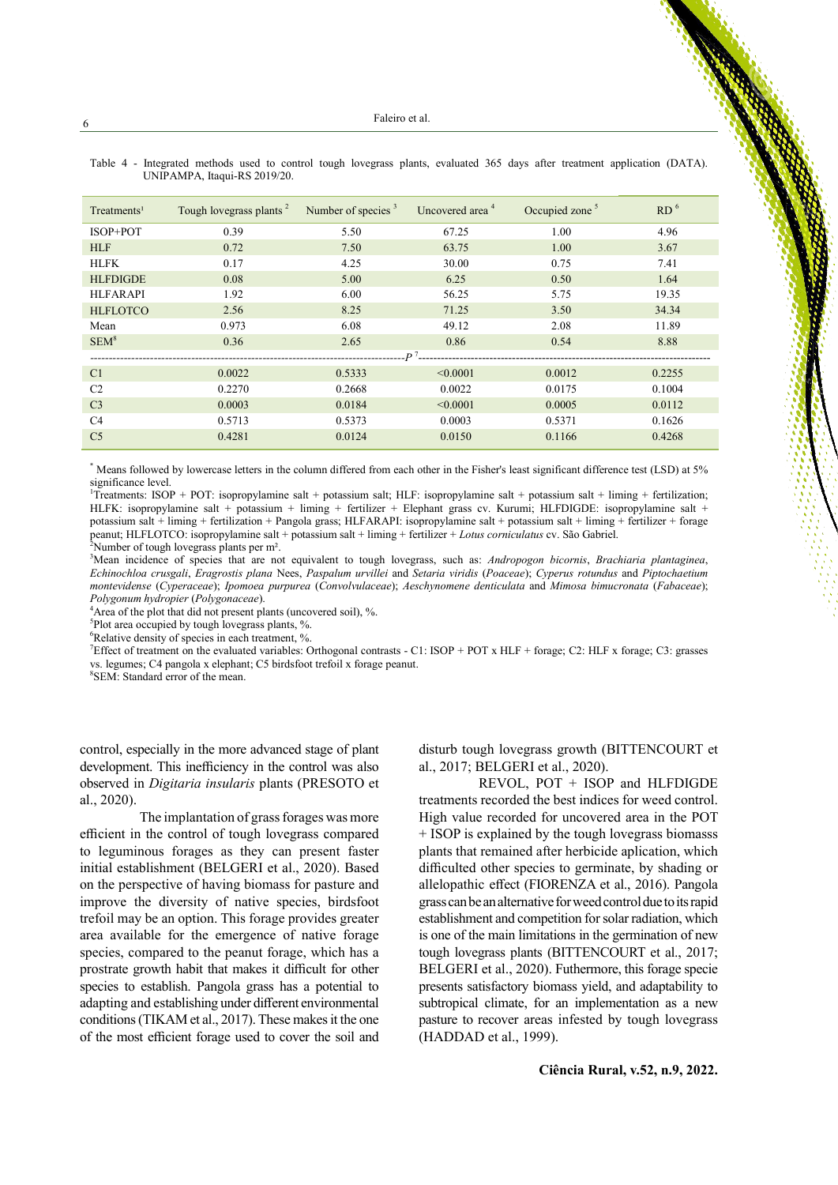Table 4 - Integrated methods used to control tough lovegrass plants, evaluated 365 days after treatment application (DATA). UNIPAMPA, Itaqui-RS 2019/20.

| Treatments[1] | Tough lovegrass plants [2] | Number of species [3] | Uncovered area [4] | Occupied zone [5] | RD [6] |
|---|---|---|---|---|---|
| ISOP+POT | 0.39 | 5.50 | 67.25 | 1.00 | 4.96 |
| HLF | 0.72 | 7.50 | 63.75 | 1.00 | 3.67 |
| HLFK | 0.17 | 4.25 | 30.00 | 0.75 | 7.41 |
| HLFDIGDE | 0.08 | 5.00 | 6.25 | 0.50 | 1.64 |
| HLFARAPI | 1.92 | 6.00 | 56.25 | 5.75 | 19.35 |
| HLFLOTCO | 2.56 | 8.25 | 71.25 | 3.50 | 34.34 |
| Mean | 0.973 | 6.08 | 49.12 | 2.08 | 11.89 |
| SEM[8] | 0.36 | 2.65 | 0.86 | 0.54 | 8.88 |
| | | | $P$ [7] | | |
| C1 | 0.0022 | 0.5333 | <0.0001 | 0.0012 | 0.2255 |
| C2 | 0.2270 | 0.2668 | 0.0022 | 0.0175 | 0.1004 |
| C3 | 0.0003 | 0.0184 | <0.0001 | 0.0005 | 0.0112 |
| C4 | 0.5713 | 0.5373 | 0.0003 | 0.5371 | 0.1626 |
| C5 | 0.4281 | 0.0124 | 0.0150 | 0.1166 | 0.4268 |

* Means followed by lowercase letters in the column differed from each other in the Fisher's least significant difference test (LSD) at 5% significance level.
[1]Treatments: ISOP + POT: isopropylamine salt + potassium salt; HLF: isopropylamine salt + potassium salt + liming + fertilization; HLFK: isopropylamine salt + potassium + liming + fertilizer + Elephant grass cv. Kurumi; HLFDIGDE: isopropylamine salt + potassium salt + liming + fertilization + Pangola grass; HLFARAPI: isopropylamine salt + potassium salt + liming + fertilizer + forage peanut; HLFLOTCO: isopropylamine salt + potassium salt + liming + fertilizer + *Lotus corniculatus* cv. São Gabriel.
[2]Number of tough lovegrass plants per m².
[3]Mean incidence of species that are not equivalent to tough lovegrass, such as: *Andropogon bicornis*, *Brachiaria plantaginea*, *Echinochloa crusgali*, *Eragrostis plana* Nees, *Paspalum urvillei* and *Setaria viridis* (*Poaceae*); *Cyperus rotundus* and *Piptochaetium montevidense* (*Cyperaceae*); *Ipomoea purpurea* (*Convolvulaceae*); *Aeschynomene denticulata* and *Mimosa bimucronata* (*Fabaceae*); *Polygonum hydropier* (*Polygonaceae*).
[4]Area of the plot that did not present plants (uncovered soil), %.
[5]Plot area occupied by tough lovegrass plants, %.
[6]Relative density of species in each treatment, %.
[7]Effect of treatment on the evaluated variables: Orthogonal contrasts - C1: ISOP + POT x HLF + forage; C2: HLF x forage; C3: grasses vs. legumes; C4 pangola x elephant; C5 birdsfoot trefoil x forage peanut.
[8]SEM: Standard error of the mean.

control, especially in the more advanced stage of plant development. This inefficiency in the control was also observed in *Digitaria insularis* plants (PRESOTO et al., 2020).

The implantation of grass forages was more efficient in the control of tough lovegrass compared to leguminous forages as they can present faster initial establishment (BELGERI et al., 2020). Based on the perspective of having biomass for pasture and improve the diversity of native species, birdsfoot trefoil may be an option. This forage provides greater area available for the emergence of native forage species, compared to the peanut forage, which has a prostrate growth habit that makes it difficult for other species to establish. Pangola grass has a potential to adapting and establishing under different environmental conditions (TIKAM et al., 2017). These makes it the one of the most efficient forage used to cover the soil and disturb tough lovegrass growth (BITTENCOURT et al., 2017; BELGERI et al., 2020).

REVOL, POT + ISOP and HLFDIGDE treatments recorded the best indices for weed control. High value recorded for uncovered area in the POT + ISOP is explained by the tough lovegrass biomasss plants that remained after herbicide aplication, which difficulted other species to germinate, by shading or allelopathic effect (FIORENZA et al., 2016). Pangola grass can be an alternative for weed control due to its rapid establishment and competition for solar radiation, which is one of the main limitations in the germination of new tough lovegrass plants (BITTENCOURT et al., 2017; BELGERI et al., 2020). Futhermore, this forage specie presents satisfactory biomass yield, and adaptability to subtropical climate, for an implementation as a new pasture to recover areas infested by tough lovegrass (HADDAD et al., 1999).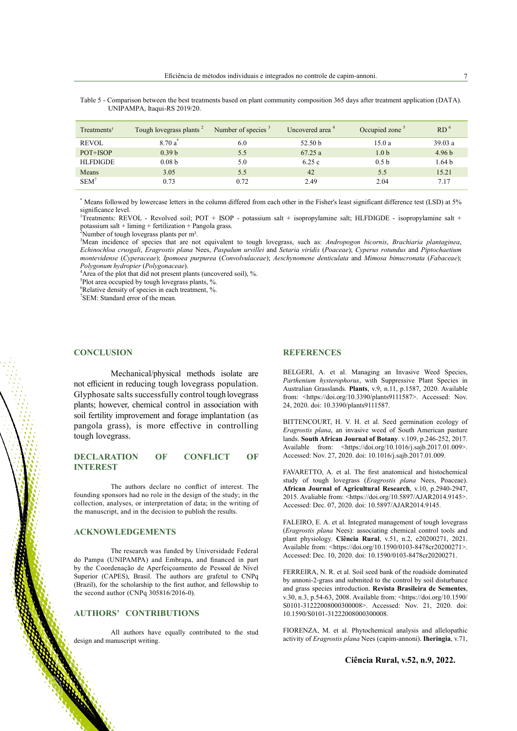Table 5 - Comparison between the best treatments based on plant community composition 365 days after treatment application (DATA). UNIPAMPA, Itaqui-RS 2019/20.

| Treatments[1] | Tough lovegrass plants [2] | Number of species [3] | Uncovered area [4] | Occupied zone [5] | RD [6] |
|---|---|---|---|---|---|
| REVOL | 8.70 a[*] | 6.0 | 52.50 b | 15.0 a | 39.03 a |
| POT+ISOP | 0.39 b | 5.5 | 67.25 a | 1.0 b | 4.96 b |
| HLFDIGDE | 0.08 b | 5.0 | 6.25 c | 0.5 b | 1.64 b |
| Means | 3.05 | 5.5 | 42 | 5.5 | 15.21 |
| SEM[7] | 0.73 | 0.72 | 2.49 | 2.04 | 7.17 |

[*] Means followed by lowercase letters in the column differed from each other in the Fisher's least significant difference test (LSD) at 5% significance level.
[1]Treatments: REVOL - Revolved soil; POT + ISOP - potassium salt + isopropylamine salt; HLFDIGDE - isopropylamine salt + potassium salt + liming + fertilization + Pangola grass.
[2]Number of tough lovegrass plants per m².
[3]Mean incidence of species that are not equivalent to tough lovegrass, such as: *Andropogon bicornis*, *Brachiaria plantaginea*, *Echinochloa crusgali*, *Eragrostis plana* Nees, *Paspalum urvillei* and *Setaria viridis* (*Poaceae*); *Cyperus rotundus* and *Piptochaetium montevidense* (*Cyperaceae*); *Ipomoea purpurea* (*Convolvulaceae*); *Aeschynomene denticulata* and *Mimosa bimucronata* (*Fabaceae*); *Polygonum hydropier* (*Polygonaceae*).
[4]Area of the plot that did not present plants (uncovered soil), %.
[5]Plot area occupied by tough lovegrass plants, %.
[6]Relative density of species in each treatment, %.
[7]SEM: Standard error of the mean.

## CONCLUSION

Mechanical/physical methods isolate are not efficient in reducing tough lovegrass population. Glyphosate salts successfully control tough lovegrass plants; however, chemical control in association with soil fertility improvement and forage implantation (as pangola grass), is more effective in controlling tough lovegrass.

## DECLARATION OF CONFLICT OF INTEREST

The authors declare no conflict of interest. The founding sponsors had no role in the design of the study; in the collection, analyses, or interpretation of data; in the writing of the manuscript, and in the decision to publish the results.

## ACKNOWLEDGEMENTS

The research was funded by Universidade Federal do Pampa (UNIPAMPA) and Embrapa, and financed in part by the Coordenação de Aperfeiçoamento de Pessoal de Nível Superior (CAPES), Brasil. The authors are grafetul to CNPq (Brazil), for the scholarship to the first author, and fellowship to the second author (CNPq 305816/2016-0).

## AUTHORS' CONTRIBUTIONS

All authors have equally contributed to the stud design and manuscript writing.

## REFERENCES

BELGERI, A. et al. Managing an Invasive Weed Species, *Parthenium hysterophorus*, with Suppressive Plant Species in Australian Grasslands. **Plants**, v.9, n.11, p.1587, 2020. Available from: <https://doi.org/10.3390/plants9111587>. Accessed: Nov. 24, 2020. doi: 10.3390/plants9111587.

BITTENCOURT, H. V. H. et al. Seed germination ecology of *Eragrostis plana*, an invasive weed of South American pasture lands. **South African Journal of Botany**. v.109, p.246-252, 2017. Available from: <https://doi.org/10.1016/j.sajb.2017.01.009>. Accessed: Nov. 27, 2020. doi: 10.1016/j.sajb.2017.01.009.

FAVARETTO, A. et al. The first anatomical and histochemical study of tough lovegrass (*Eragrostis plana* Nees, Poaceae). **African Journal of Agricultural Research**, v.10, p.2940-2947, 2015. Avaliable from: <https://doi.org/10.5897/AJAR2014.9145>. Accessed: Dec. 07, 2020. doi: 10.5897/AJAR2014.9145.

FALEIRO, E. A. et al. Integrated management of tough lovegrass (*Eragrostis plana* Nees): associating chemical control tools and plant physiology. **Ciência Rural**, v.51, n.2, e20200271, 2021. Available from: <https://doi.org/10.1590/0103-8478cr20200271>. Accessed: Dec. 10, 2020. doi: 10.1590/0103-8478cr20200271.

FERREIRA, N. R. et al. Soil seed bank of the roadside dominated by annoni-2-grass and submited to the control by soil disturbance and grass species introduction. **Revista Brasileira de Sementes**, v.30, n.3, p.54-63, 2008. Available from: <https://doi.org/10.1590/S0101-31222008000300008>. Accessed: Nov. 21, 2020. doi: 10.1590/S0101-31222008000300008.

FIORENZA, M. et al. Phytochemical analysis and allelopathic activity of *Eragrostis plana* Nees (capim-annoni). **Iheringia**, v.71,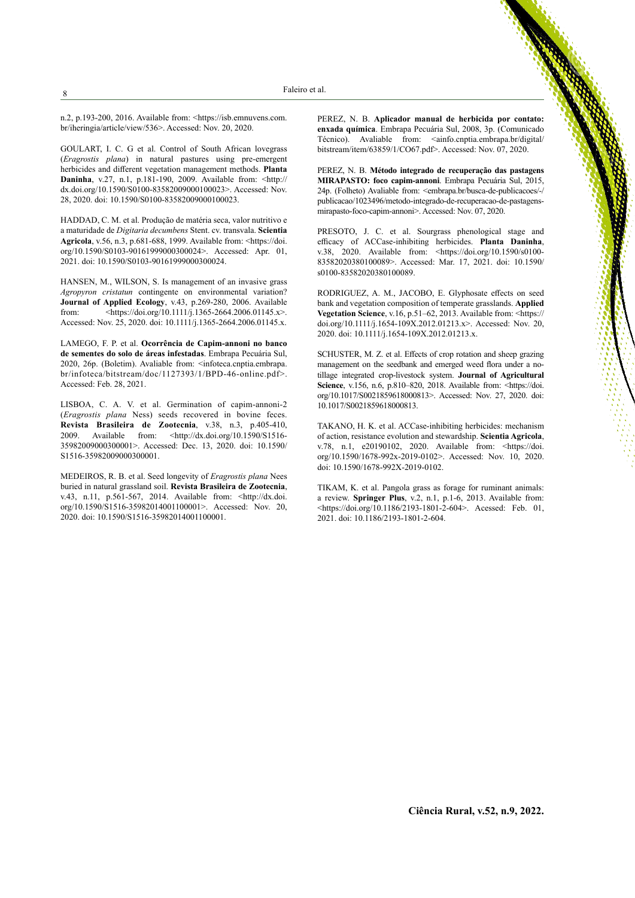n.2, p.193-200, 2016. Available from: <https://isb.emnuvens.com.br/iheringia/article/view/536>. Accessed: Nov. 20, 2020.

GOULART, I. C. G et al. Control of South African lovegrass (*Eragrostis plana*) in natural pastures using pre-emergent herbicides and different vegetation management methods. **Planta Daninha**, v.27, n.1, p.181-190, 2009. Available from: <http://dx.doi.org/10.1590/S0100-83582009000100023>. Accessed: Nov. 28, 2020. doi: 10.1590/S0100-83582009000100023.

HADDAD, C. M. et al. Produção de matéria seca, valor nutritivo e a maturidade de *Digitaria decumbens* Stent. cv. transvala. **Scientia Agricola**, v.56, n.3, p.681-688, 1999. Available from: <https://doi.org/10.1590/S0103-90161999000300024>. Accessed: Apr. 01, 2021. doi: 10.1590/S0103-90161999000300024.

HANSEN, M., WILSON, S. Is management of an invasive grass *Agropyron cristatun* contingente on environmental variation? **Journal of Applied Ecology**, v.43, p.269-280, 2006. Available from: <https://doi.org/10.1111/j.1365-2664.2006.01145.x>. Accessed: Nov. 25, 2020. doi: 10.1111/j.1365-2664.2006.01145.x.

LAMEGO, F. P. et al. **Ocorrência de Capim-annoni no banco de sementes do solo de áreas infestadas**. Embrapa Pecuária Sul, 2020, 26p. (Boletim). Avaliable from: <infoteca.cnptia.embrapa.br/infoteca/bitstream/doc/1127393/1/BPD-46-online.pdf>. Accessed: Feb. 28, 2021.

LISBOA, C. A. V. et al. Germination of capim-annoni-2 (*Eragrostis plana* Ness) seeds recovered in bovine feces. **Revista Brasileira de Zootecnia**, v.38, n.3, p.405-410, 2009. Available from: <http://dx.doi.org/10.1590/S1516-35982009000300001>. Accessed: Dec. 13, 2020. doi: 10.1590/S1516-35982009000300001.

MEDEIROS, R. B. et al. Seed longevity of *Eragrostis plana* Nees buried in natural grassland soil. **Revista Brasileira de Zootecnia**, v.43, n.11, p.561-567, 2014. Available from: <http://dx.doi.org/10.1590/S1516-35982014001100001>. Accessed: Nov. 20, 2020. doi: 10.1590/S1516-35982014001100001.

PEREZ, N. B. **Aplicador manual de herbicida por contato: enxada química**. Embrapa Pecuária Sul, 2008, 3p. (Comunicado Técnico). Avaliable from: <ainfo.cnptia.embrapa.br/digital/bitstream/item/63859/1/CO67.pdf>. Accessed: Nov. 07, 2020.

PEREZ, N. B. **Método integrado de recuperação das pastagens MIRAPASTO: foco capim-annoni**. Embrapa Pecuária Sul, 2015, 24p. (Folheto) Avaliable from: <embrapa.br/busca-de-publicacoes/-/publicacao/1023496/metodo-integrado-de-recuperacao-de-pastagens-mirapasto-foco-capim-annoni>. Accessed: Nov. 07, 2020.

PRESOTO, J. C. et al. Sourgrass phenological stage and efficacy of ACCase-inhibiting herbicides. **Planta Daninha**, v.38, 2020. Available from: <https://doi.org/10.1590/s0100-83582020380100089>. Accessed: Mar. 17, 2021. doi: 10.1590/s0100-83582020380100089.

RODRIGUEZ, A. M., JACOBO, E. Glyphosate effects on seed bank and vegetation composition of temperate grasslands. **Applied Vegetation Science**, v.16, p.51–62, 2013. Available from: <https://doi.org/10.1111/j.1654-109X.2012.01213.x>. Accessed: Nov. 20, 2020. doi: 10.1111/j.1654-109X.2012.01213.x.

SCHUSTER, M. Z. et al. Effects of crop rotation and sheep grazing management on the seedbank and emerged weed flora under a no-tillage integrated crop-livestock system. **Journal of Agricultural Science**, v.156, n.6, p.810–820, 2018. Available from: <https://doi.org/10.1017/S0021859618000813>. Accessed: Nov. 27, 2020. doi: 10.1017/S0021859618000813.

TAKANO, H. K. et al. ACCase-inhibiting herbicides: mechanism of action, resistance evolution and stewardship. **Scientia Agricola**, v.78, n.1, e20190102, 2020. Available from: <https://doi.org/10.1590/1678-992x-2019-0102>. Accessed: Nov. 10, 2020. doi: 10.1590/1678-992X-2019-0102.

TIKAM, K. et al. Pangola grass as forage for ruminant animals: a review. **Springer Plus**, v.2, n.1, p.1-6, 2013. Available from: <https://doi.org/10.1186/2193-1801-2-604>. Acessed: Feb. 01, 2021. doi: 10.1186/2193-1801-2-604.